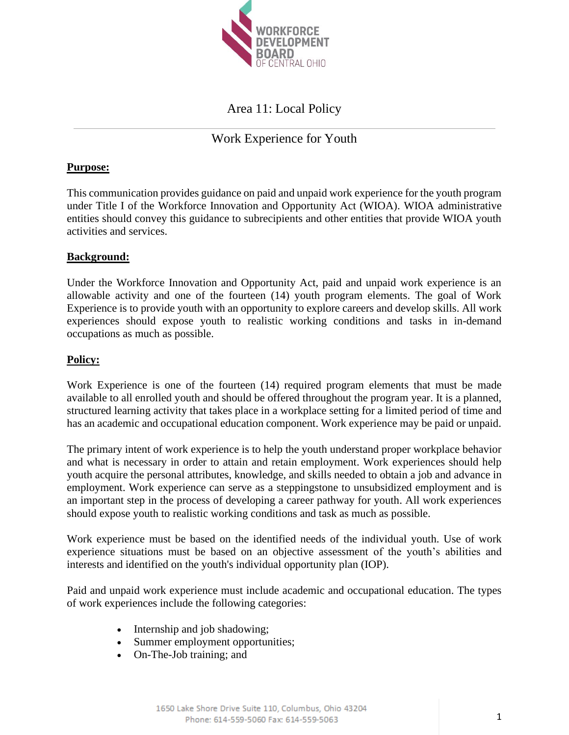# Area 11: Local Policy

## Work Experience for Youth

**Purpose:**

This communication provides guidance on paid and unpaid work experience for the youth program under Title I of the Workforce Innovation and Opportunity Act (WIOA). WIOA administrative entities should convey this guidance to subrecipients and other entities that provide WIOA youth activities and services.

**Background:**

Under the Workforce Innovation and Opportunity Act, paid and unpaid work experience is an allowable activity and one of the fourteen (14) youth program elements. The goal of Work Experience is to provide youth with an opportunity to explore careers and develop skills. All work experiences should expose youth to realistic working conditions and tasks in in-demand occupations as much as possible.

**Policy:**

Work Experience is one of the fourteen (14) required program elements that must be made available to all enrolled youth and should be offered throughout the program year. It is a planned, structured learning activity that takes place in a workplace setting for a limited period of time and has an academic and occupational education component. Work experience may be paid or unpaid.

The primary intent of work experience is to help the youth understand proper workplace behavior and what is necessary in order to attain and retain employment. Work experiences should help youth acquire the personal attributes, knowledge, and skills needed to obtain a job and advance in employment. Work experience can serve as a steppingstone to unsubsidized employment and is an important step in the process of developing a career pathway for youth. All work experiences should expose youth to realistic working conditions and task as much as possible.

Work experience must be based on the identified needs of the individual youth. Use of work experience situations must be based on an objective assessment of the youth's abilities and interests and identified on the youth's individual opportunity plan (IOP).

Paid and unpaid work experience must include academic and occupational education. The types of work experiences include the following categories:

- Internship and job shadowing;
- Summer employment opportunities;
- On-The-Job training; and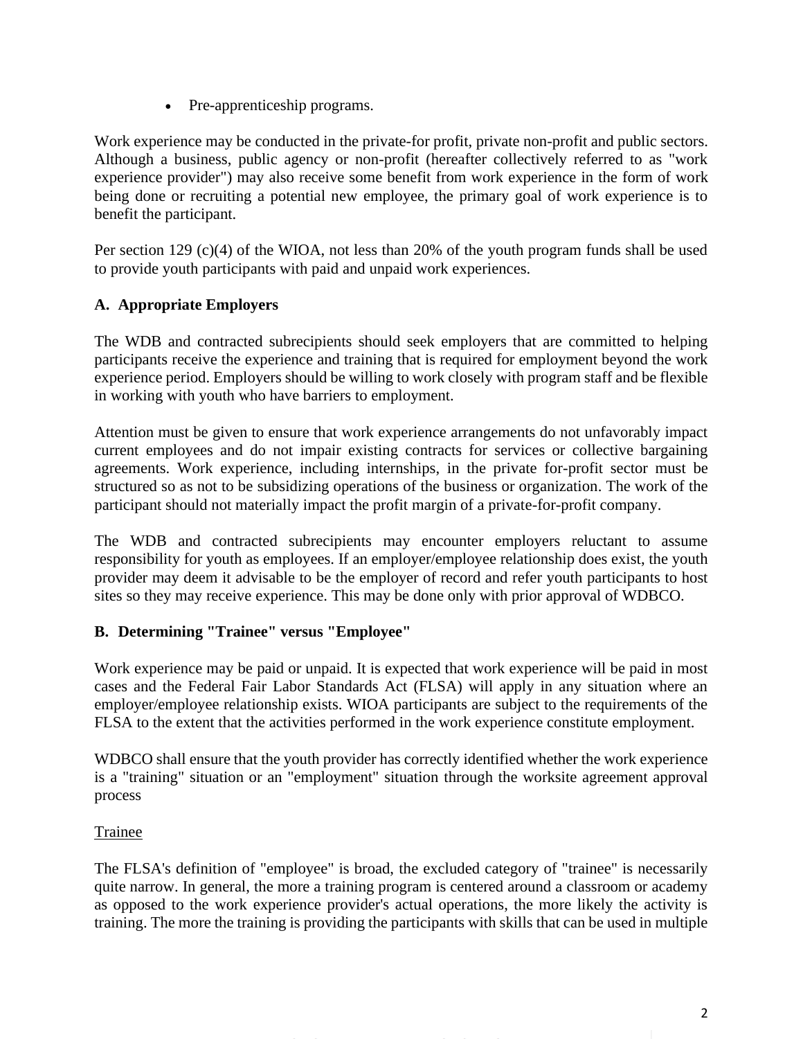- Pre-apprenticeship programs.

Work experience may be conducted in the private-for profit, private non-profit and public sectors. Although a business, public agency or non-profit (hereafter collectively referred to as "work experience provider") may also receive some benefit from work experience in the form of work being done or recruiting a potential new employee, the primary goal of work experience is to benefit the participant.

Per section 129 (c)(4) of the WIOA, not less than 20% of the youth program funds shall be used to provide youth participants with paid and unpaid work experiences.

**A. Appropriate Employers**

The WDB and contracted subrecipients should seek employers that are committed to helping participants receive the experience and training that is required for employment beyond the work experience period. Employers should be willing to work closely with program staff and be flexible in working with youth who have barriers to employment.

Attention must be given to ensure that work experience arrangements do not unfavorably impact current employees and do not impair existing contracts for services or collective bargaining agreements. Work experience, including internships, in the private for-profit sector must be structured so as not to be subsidizing operations of the business or organization. The work of the participant should not materially impact the profit margin of a private-for-profit company.

The WDB and contracted subrecipients may encounter employers reluctant to assume responsibility for youth as employees. If an employer/employee relationship does exist, the youth provider may deem it advisable to be the employer of record and refer youth participants to host sites so they may receive experience. This may be done only with prior approval of WDBCO.

**B. Determining "Trainee" versus "Employee"**

Work experience may be paid or unpaid. It is expected that work experience will be paid in most cases and the Federal Fair Labor Standards Act (FLSA) will apply in any situation where an employer/employee relationship exists. WIOA participants are subject to the requirements of the FLSA to the extent that the activities performed in the work experience constitute employment.

WDBCO shall ensure that the youth provider has correctly identified whether the work experience is a "training" situation or an "employment" situation through the worksite agreement approval process

<u>Trainee</u>

The FLSA's definition of "employee" is broad, the excluded category of "trainee" is necessarily quite narrow. In general, the more a training program is centered around a classroom or academy as opposed to the work experience provider's actual operations, the more likely the activity is training. The more the training is providing the participants with skills that can be used in multiple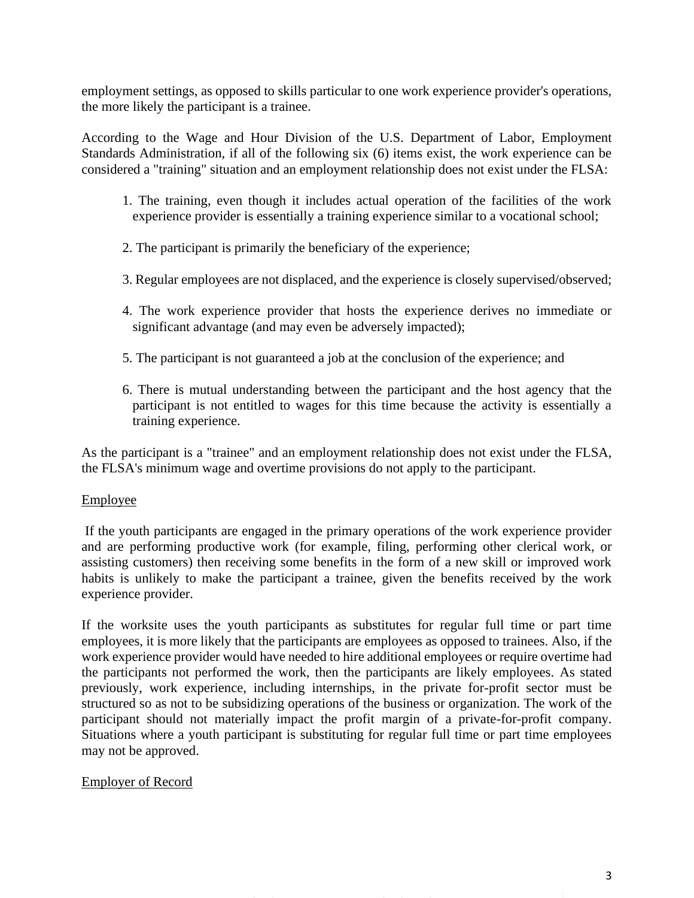employment settings, as opposed to skills particular to one work experience provider's operations, the more likely the participant is a trainee.

According to the Wage and Hour Division of the U.S. Department of Labor, Employment Standards Administration, if all of the following six (6) items exist, the work experience can be considered a "training" situation and an employment relationship does not exist under the FLSA:

1. The training, even though it includes actual operation of the facilities of the work experience provider is essentially a training experience similar to a vocational school;

2. The participant is primarily the beneficiary of the experience;

3. Regular employees are not displaced, and the experience is closely supervised/observed;

4. The work experience provider that hosts the experience derives no immediate or significant advantage (and may even be adversely impacted);

5. The participant is not guaranteed a job at the conclusion of the experience; and

6. There is mutual understanding between the participant and the host agency that the participant is not entitled to wages for this time because the activity is essentially a training experience.

As the participant is a "trainee" and an employment relationship does not exist under the FLSA, the FLSA's minimum wage and overtime provisions do not apply to the participant.

<u>Employee</u>

If the youth participants are engaged in the primary operations of the work experience provider and are performing productive work (for example, filing, performing other clerical work, or assisting customers) then receiving some benefits in the form of a new skill or improved work habits is unlikely to make the participant a trainee, given the benefits received by the work experience provider.

If the worksite uses the youth participants as substitutes for regular full time or part time employees, it is more likely that the participants are employees as opposed to trainees. Also, if the work experience provider would have needed to hire additional employees or require overtime had the participants not performed the work, then the participants are likely employees. As stated previously, work experience, including internships, in the private for-profit sector must be structured so as not to be subsidizing operations of the business or organization. The work of the participant should not materially impact the profit margin of a private-for-profit company. Situations where a youth participant is substituting for regular full time or part time employees may not be approved.

<u>Employer of Record</u>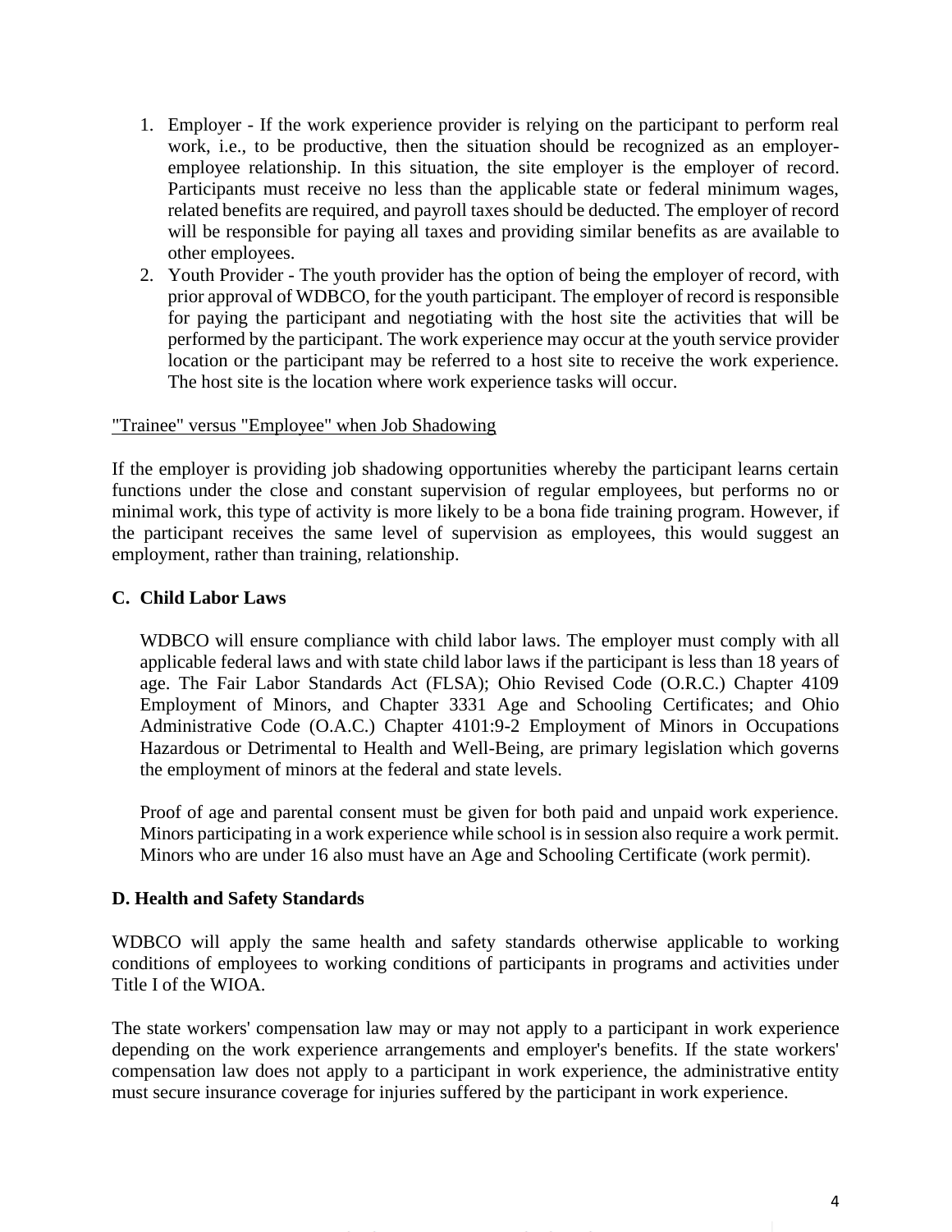1. Employer - If the work experience provider is relying on the participant to perform real work, i.e., to be productive, then the situation should be recognized as an employer-employee relationship. In this situation, the site employer is the employer of record. Participants must receive no less than the applicable state or federal minimum wages, related benefits are required, and payroll taxes should be deducted. The employer of record will be responsible for paying all taxes and providing similar benefits as are available to other employees.
2. Youth Provider - The youth provider has the option of being the employer of record, with prior approval of WDBCO, for the youth participant. The employer of record is responsible for paying the participant and negotiating with the host site the activities that will be performed by the participant. The work experience may occur at the youth service provider location or the participant may be referred to a host site to receive the work experience. The host site is the location where work experience tasks will occur.

<u>"Trainee" versus "Employee" when Job Shadowing</u>

If the employer is providing job shadowing opportunities whereby the participant learns certain functions under the close and constant supervision of regular employees, but performs no or minimal work, this type of activity is more likely to be a bona fide training program. However, if the participant receives the same level of supervision as employees, this would suggest an employment, rather than training, relationship.

### C. Child Labor Laws

WDBCO will ensure compliance with child labor laws. The employer must comply with all applicable federal laws and with state child labor laws if the participant is less than 18 years of age. The Fair Labor Standards Act (FLSA); Ohio Revised Code (O.R.C.) Chapter 4109 Employment of Minors, and Chapter 3331 Age and Schooling Certificates; and Ohio Administrative Code (O.A.C.) Chapter 4101:9-2 Employment of Minors in Occupations Hazardous or Detrimental to Health and Well-Being, are primary legislation which governs the employment of minors at the federal and state levels.

Proof of age and parental consent must be given for both paid and unpaid work experience. Minors participating in a work experience while school is in session also require a work permit. Minors who are under 16 also must have an Age and Schooling Certificate (work permit).

### D. Health and Safety Standards

WDBCO will apply the same health and safety standards otherwise applicable to working conditions of employees to working conditions of participants in programs and activities under Title I of the WIOA.

The state workers' compensation law may or may not apply to a participant in work experience depending on the work experience arrangements and employer's benefits. If the state workers' compensation law does not apply to a participant in work experience, the administrative entity must secure insurance coverage for injuries suffered by the participant in work experience.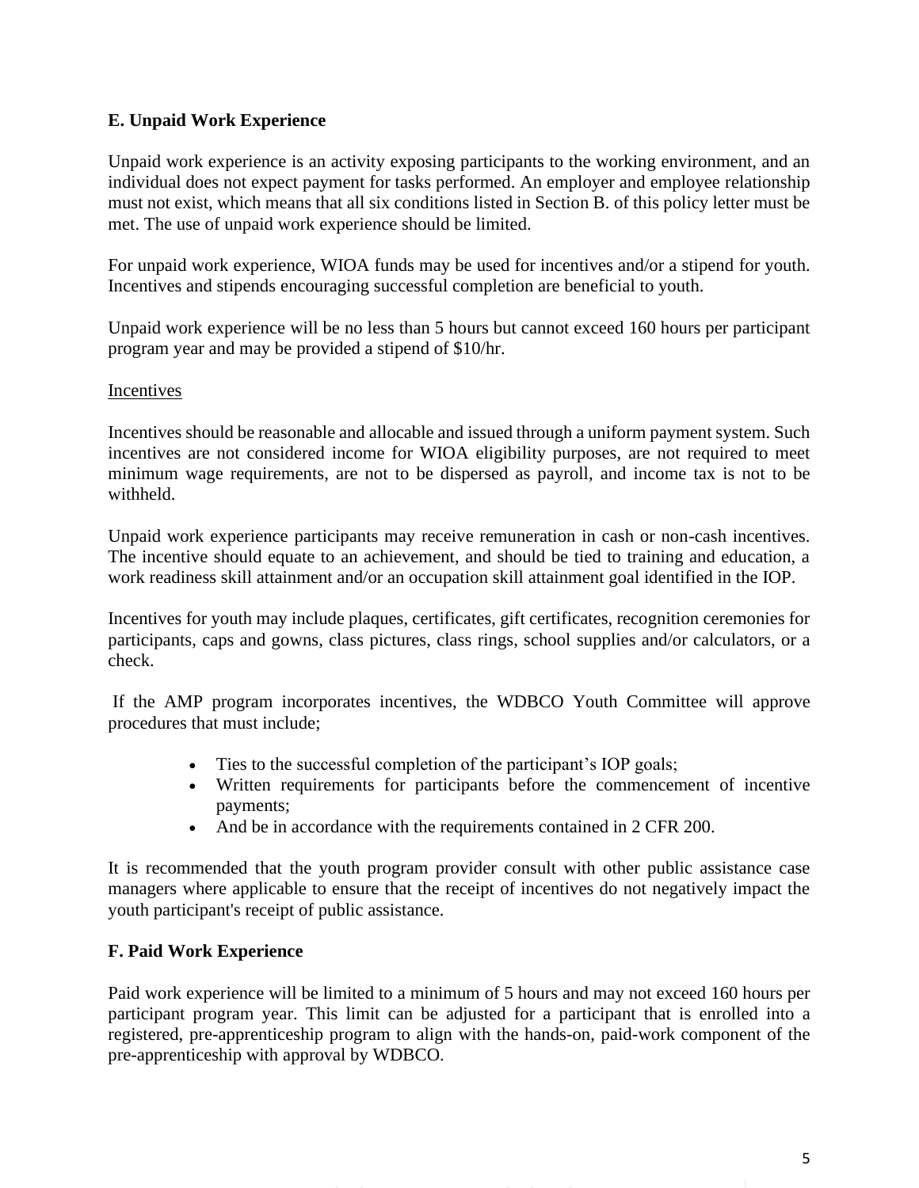## E. Unpaid Work Experience

Unpaid work experience is an activity exposing participants to the working environment, and an individual does not expect payment for tasks performed. An employer and employee relationship must not exist, which means that all six conditions listed in Section B. of this policy letter must be met. The use of unpaid work experience should be limited.

For unpaid work experience, WIOA funds may be used for incentives and/or a stipend for youth. Incentives and stipends encouraging successful completion are beneficial to youth.

Unpaid work experience will be no less than 5 hours but cannot exceed 160 hours per participant program year and may be provided a stipend of $10/hr.

<u>Incentives</u>

Incentives should be reasonable and allocable and issued through a uniform payment system. Such incentives are not considered income for WIOA eligibility purposes, are not required to meet minimum wage requirements, are not to be dispersed as payroll, and income tax is not to be withheld.

Unpaid work experience participants may receive remuneration in cash or non-cash incentives. The incentive should equate to an achievement, and should be tied to training and education, a work readiness skill attainment and/or an occupation skill attainment goal identified in the IOP.

Incentives for youth may include plaques, certificates, gift certificates, recognition ceremonies for participants, caps and gowns, class pictures, class rings, school supplies and/or calculators, or a check.

If the AMP program incorporates incentives, the WDBCO Youth Committee will approve procedures that must include;

- Ties to the successful completion of the participant's IOP goals;
- Written requirements for participants before the commencement of incentive payments;
- And be in accordance with the requirements contained in 2 CFR 200.

It is recommended that the youth program provider consult with other public assistance case managers where applicable to ensure that the receipt of incentives do not negatively impact the youth participant's receipt of public assistance.

## F. Paid Work Experience

Paid work experience will be limited to a minimum of 5 hours and may not exceed 160 hours per participant program year. This limit can be adjusted for a participant that is enrolled into a registered, pre-apprenticeship program to align with the hands-on, paid-work component of the pre-apprenticeship with approval by WDBCO.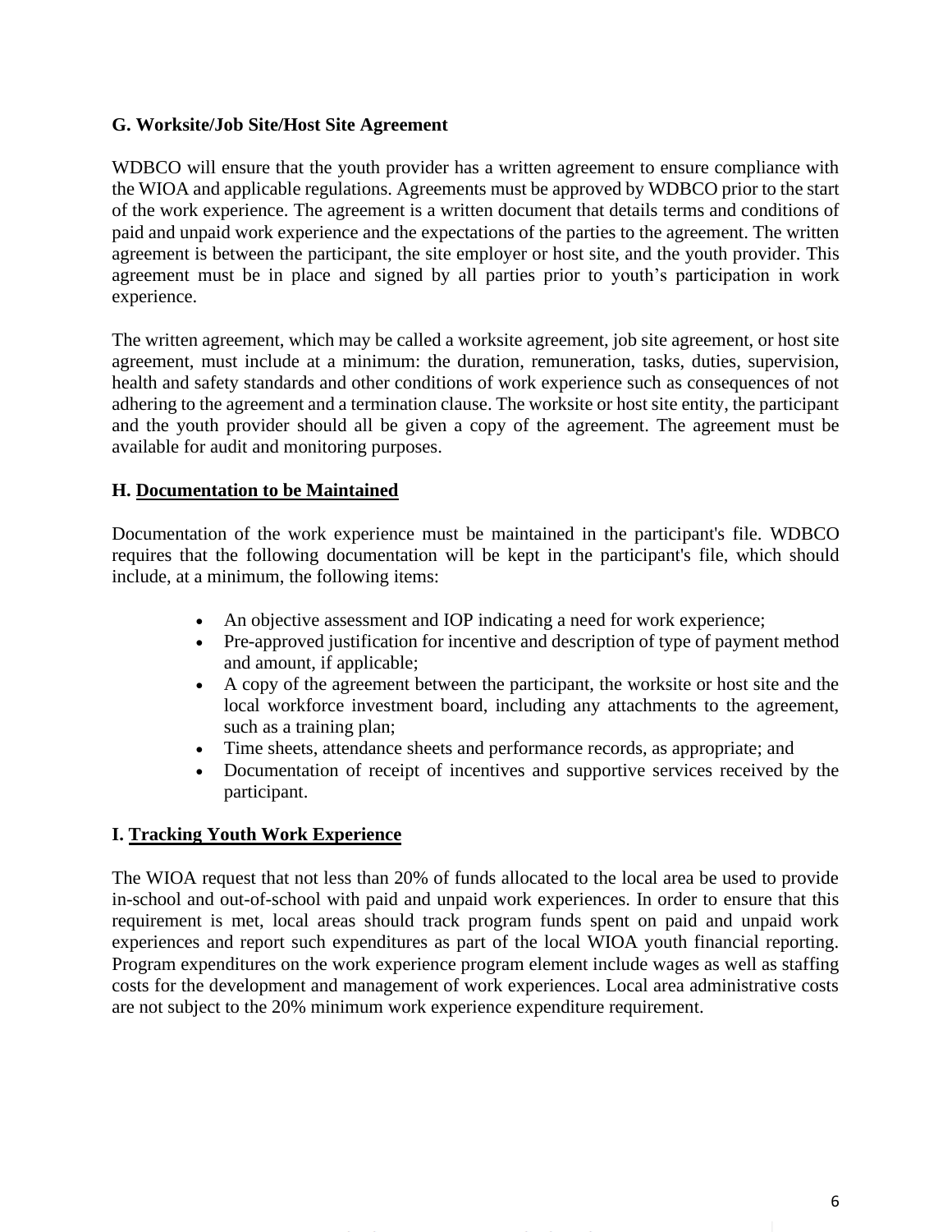### G. Worksite/Job Site/Host Site Agreement

WDBCO will ensure that the youth provider has a written agreement to ensure compliance with the WIOA and applicable regulations. Agreements must be approved by WDBCO prior to the start of the work experience. The agreement is a written document that details terms and conditions of paid and unpaid work experience and the expectations of the parties to the agreement. The written agreement is between the participant, the site employer or host site, and the youth provider. This agreement must be in place and signed by all parties prior to youth's participation in work experience.

The written agreement, which may be called a worksite agreement, job site agreement, or host site agreement, must include at a minimum: the duration, remuneration, tasks, duties, supervision, health and safety standards and other conditions of work experience such as consequences of not adhering to the agreement and a termination clause. The worksite or host site entity, the participant and the youth provider should all be given a copy of the agreement. The agreement must be available for audit and monitoring purposes.

### H. Documentation to be Maintained

Documentation of the work experience must be maintained in the participant's file. WDBCO requires that the following documentation will be kept in the participant's file, which should include, at a minimum, the following items:

- An objective assessment and IOP indicating a need for work experience;
- Pre-approved justification for incentive and description of type of payment method and amount, if applicable;
- A copy of the agreement between the participant, the worksite or host site and the local workforce investment board, including any attachments to the agreement, such as a training plan;
- Time sheets, attendance sheets and performance records, as appropriate; and
- Documentation of receipt of incentives and supportive services received by the participant.

### I. Tracking Youth Work Experience

The WIOA request that not less than 20% of funds allocated to the local area be used to provide in-school and out-of-school with paid and unpaid work experiences. In order to ensure that this requirement is met, local areas should track program funds spent on paid and unpaid work experiences and report such expenditures as part of the local WIOA youth financial reporting. Program expenditures on the work experience program element include wages as well as staffing costs for the development and management of work experiences. Local area administrative costs are not subject to the 20% minimum work experience expenditure requirement.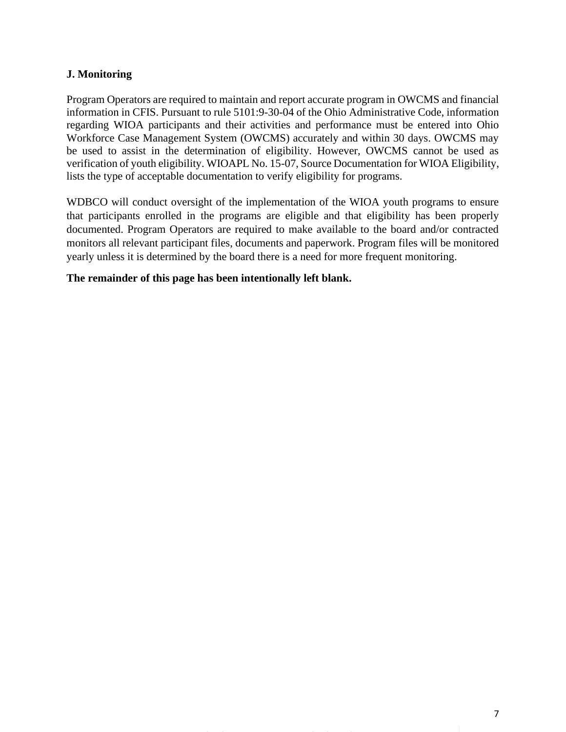### J. Monitoring

Program Operators are required to maintain and report accurate program in OWCMS and financial information in CFIS. Pursuant to rule 5101:9-30-04 of the Ohio Administrative Code, information regarding WIOA participants and their activities and performance must be entered into Ohio Workforce Case Management System (OWCMS) accurately and within 30 days. OWCMS may be used to assist in the determination of eligibility. However, OWCMS cannot be used as verification of youth eligibility. WIOAPL No. 15-07, Source Documentation for WIOA Eligibility, lists the type of acceptable documentation to verify eligibility for programs.

WDBCO will conduct oversight of the implementation of the WIOA youth programs to ensure that participants enrolled in the programs are eligible and that eligibility has been properly documented. Program Operators are required to make available to the board and/or contracted monitors all relevant participant files, documents and paperwork. Program files will be monitored yearly unless it is determined by the board there is a need for more frequent monitoring.

**The remainder of this page has been intentionally left blank.**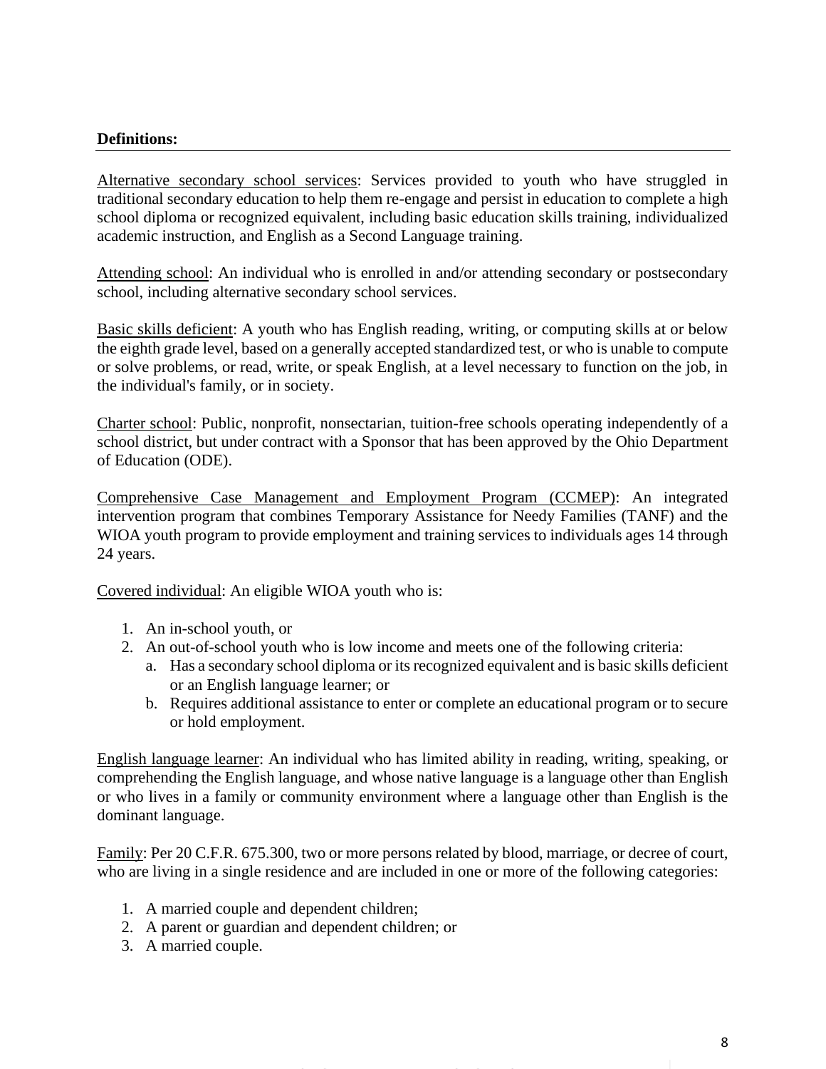**Definitions:**

Alternative secondary school services: Services provided to youth who have struggled in traditional secondary education to help them re-engage and persist in education to complete a high school diploma or recognized equivalent, including basic education skills training, individualized academic instruction, and English as a Second Language training.

Attending school: An individual who is enrolled in and/or attending secondary or postsecondary school, including alternative secondary school services.

Basic skills deficient: A youth who has English reading, writing, or computing skills at or below the eighth grade level, based on a generally accepted standardized test, or who is unable to compute or solve problems, or read, write, or speak English, at a level necessary to function on the job, in the individual's family, or in society.

Charter school: Public, nonprofit, nonsectarian, tuition-free schools operating independently of a school district, but under contract with a Sponsor that has been approved by the Ohio Department of Education (ODE).

Comprehensive Case Management and Employment Program (CCMEP): An integrated intervention program that combines Temporary Assistance for Needy Families (TANF) and the WIOA youth program to provide employment and training services to individuals ages 14 through 24 years.

Covered individual: An eligible WIOA youth who is:

1. An in-school youth, or
2. An out-of-school youth who is low income and meets one of the following criteria:
   a. Has a secondary school diploma or its recognized equivalent and is basic skills deficient or an English language learner; or
   b. Requires additional assistance to enter or complete an educational program or to secure or hold employment.

English language learner: An individual who has limited ability in reading, writing, speaking, or comprehending the English language, and whose native language is a language other than English or who lives in a family or community environment where a language other than English is the dominant language.

Family: Per 20 C.F.R. 675.300, two or more persons related by blood, marriage, or decree of court, who are living in a single residence and are included in one or more of the following categories:

1. A married couple and dependent children;
2. A parent or guardian and dependent children; or
3. A married couple.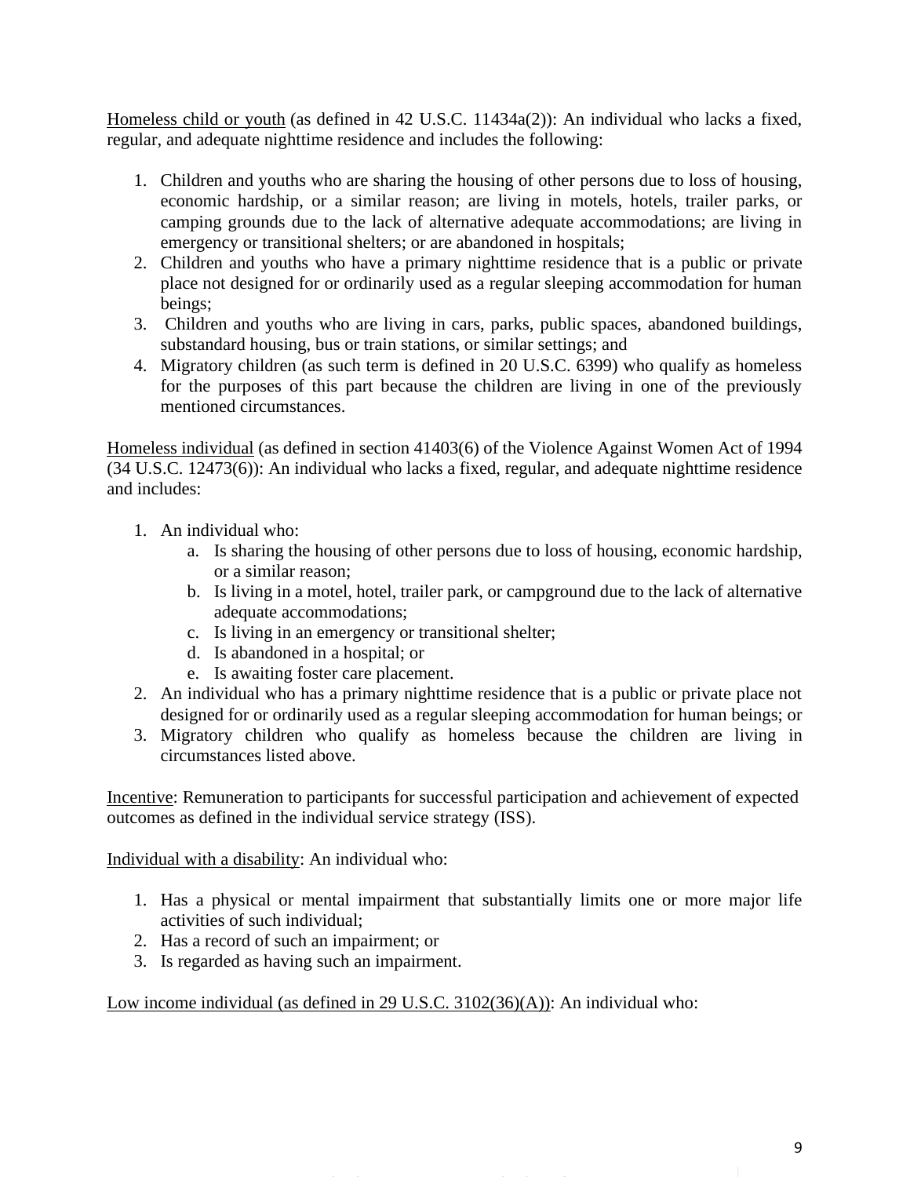<u>Homeless child or youth</u> (as defined in 42 U.S.C. 11434a(2)): An individual who lacks a fixed, regular, and adequate nighttime residence and includes the following:

1. Children and youths who are sharing the housing of other persons due to loss of housing, economic hardship, or a similar reason; are living in motels, hotels, trailer parks, or camping grounds due to the lack of alternative adequate accommodations; are living in emergency or transitional shelters; or are abandoned in hospitals;
2. Children and youths who have a primary nighttime residence that is a public or private place not designed for or ordinarily used as a regular sleeping accommodation for human beings;
3. Children and youths who are living in cars, parks, public spaces, abandoned buildings, substandard housing, bus or train stations, or similar settings; and
4. Migratory children (as such term is defined in 20 U.S.C. 6399) who qualify as homeless for the purposes of this part because the children are living in one of the previously mentioned circumstances.

<u>Homeless individual</u> (as defined in section 41403(6) of the Violence Against Women Act of 1994 (34 U.S.C. 12473(6)): An individual who lacks a fixed, regular, and adequate nighttime residence and includes:

1. An individual who:
   a. Is sharing the housing of other persons due to loss of housing, economic hardship, or a similar reason;
   b. Is living in a motel, hotel, trailer park, or campground due to the lack of alternative adequate accommodations;
   c. Is living in an emergency or transitional shelter;
   d. Is abandoned in a hospital; or
   e. Is awaiting foster care placement.
2. An individual who has a primary nighttime residence that is a public or private place not designed for or ordinarily used as a regular sleeping accommodation for human beings; or
3. Migratory children who qualify as homeless because the children are living in circumstances listed above.

<u>Incentive</u>: Remuneration to participants for successful participation and achievement of expected outcomes as defined in the individual service strategy (ISS).

<u>Individual with a disability</u>: An individual who:

1. Has a physical or mental impairment that substantially limits one or more major life activities of such individual;
2. Has a record of such an impairment; or
3. Is regarded as having such an impairment.

<u>Low income individual (as defined in 29 U.S.C. 3102(36)(A))</u>: An individual who: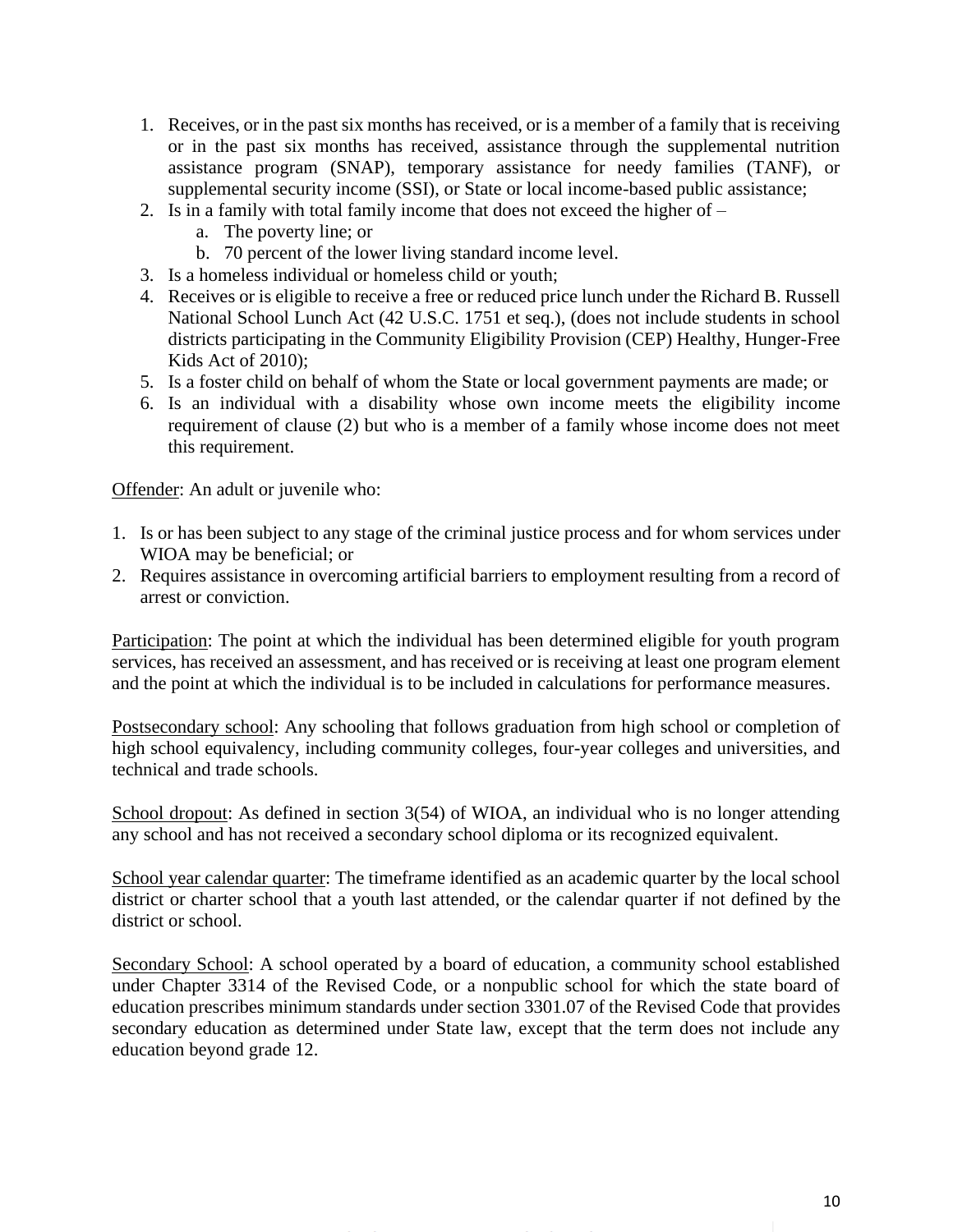1. Receives, or in the past six months has received, or is a member of a family that is receiving or in the past six months has received, assistance through the supplemental nutrition assistance program (SNAP), temporary assistance for needy families (TANF), or supplemental security income (SSI), or State or local income-based public assistance;
2. Is in a family with total family income that does not exceed the higher of –
   a. The poverty line; or
   b. 70 percent of the lower living standard income level.
3. Is a homeless individual or homeless child or youth;
4. Receives or is eligible to receive a free or reduced price lunch under the Richard B. Russell National School Lunch Act (42 U.S.C. 1751 et seq.), (does not include students in school districts participating in the Community Eligibility Provision (CEP) Healthy, Hunger-Free Kids Act of 2010);
5. Is a foster child on behalf of whom the State or local government payments are made; or
6. Is an individual with a disability whose own income meets the eligibility income requirement of clause (2) but who is a member of a family whose income does not meet this requirement.

Offender: An adult or juvenile who:

1. Is or has been subject to any stage of the criminal justice process and for whom services under WIOA may be beneficial; or
2. Requires assistance in overcoming artificial barriers to employment resulting from a record of arrest or conviction.

Participation: The point at which the individual has been determined eligible for youth program services, has received an assessment, and has received or is receiving at least one program element and the point at which the individual is to be included in calculations for performance measures.

Postsecondary school: Any schooling that follows graduation from high school or completion of high school equivalency, including community colleges, four-year colleges and universities, and technical and trade schools.

School dropout: As defined in section 3(54) of WIOA, an individual who is no longer attending any school and has not received a secondary school diploma or its recognized equivalent.

School year calendar quarter: The timeframe identified as an academic quarter by the local school district or charter school that a youth last attended, or the calendar quarter if not defined by the district or school.

Secondary School: A school operated by a board of education, a community school established under Chapter 3314 of the Revised Code, or a nonpublic school for which the state board of education prescribes minimum standards under section 3301.07 of the Revised Code that provides secondary education as determined under State law, except that the term does not include any education beyond grade 12.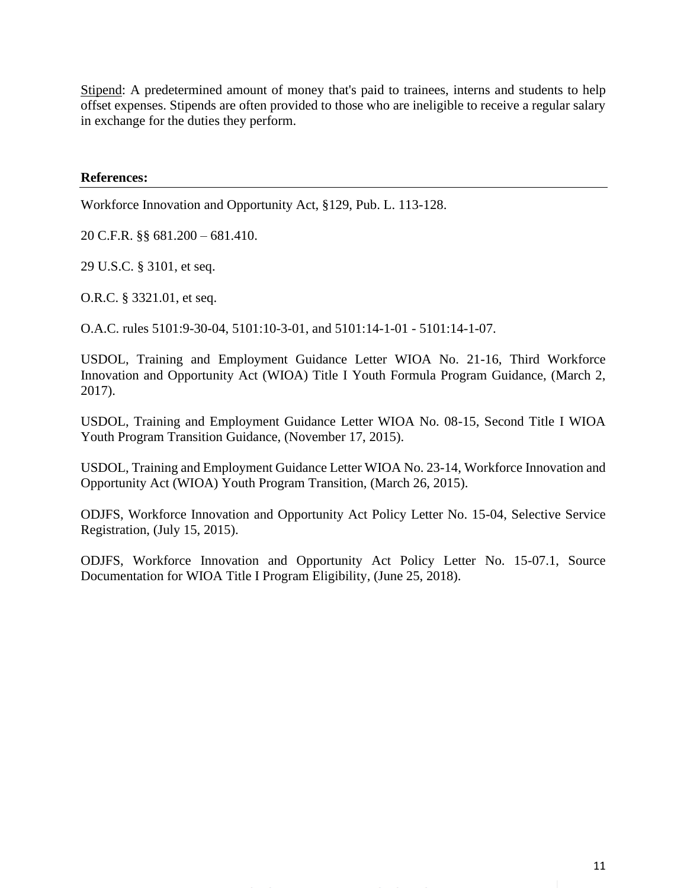Stipend: A predetermined amount of money that's paid to trainees, interns and students to help offset expenses. Stipends are often provided to those who are ineligible to receive a regular salary in exchange for the duties they perform.

**References:**

---

Workforce Innovation and Opportunity Act, §129, Pub. L. 113-128.

20 C.F.R. §§ 681.200 – 681.410.

29 U.S.C. § 3101, et seq.

O.R.C. § 3321.01, et seq.

O.A.C. rules 5101:9-30-04, 5101:10-3-01, and 5101:14-1-01 - 5101:14-1-07.

USDOL, Training and Employment Guidance Letter WIOA No. 21-16, Third Workforce Innovation and Opportunity Act (WIOA) Title I Youth Formula Program Guidance, (March 2, 2017).

USDOL, Training and Employment Guidance Letter WIOA No. 08-15, Second Title I WIOA Youth Program Transition Guidance, (November 17, 2015).

USDOL, Training and Employment Guidance Letter WIOA No. 23-14, Workforce Innovation and Opportunity Act (WIOA) Youth Program Transition, (March 26, 2015).

ODJFS, Workforce Innovation and Opportunity Act Policy Letter No. 15-04, Selective Service Registration, (July 15, 2015).

ODJFS, Workforce Innovation and Opportunity Act Policy Letter No. 15-07.1, Source Documentation for WIOA Title I Program Eligibility, (June 25, 2018).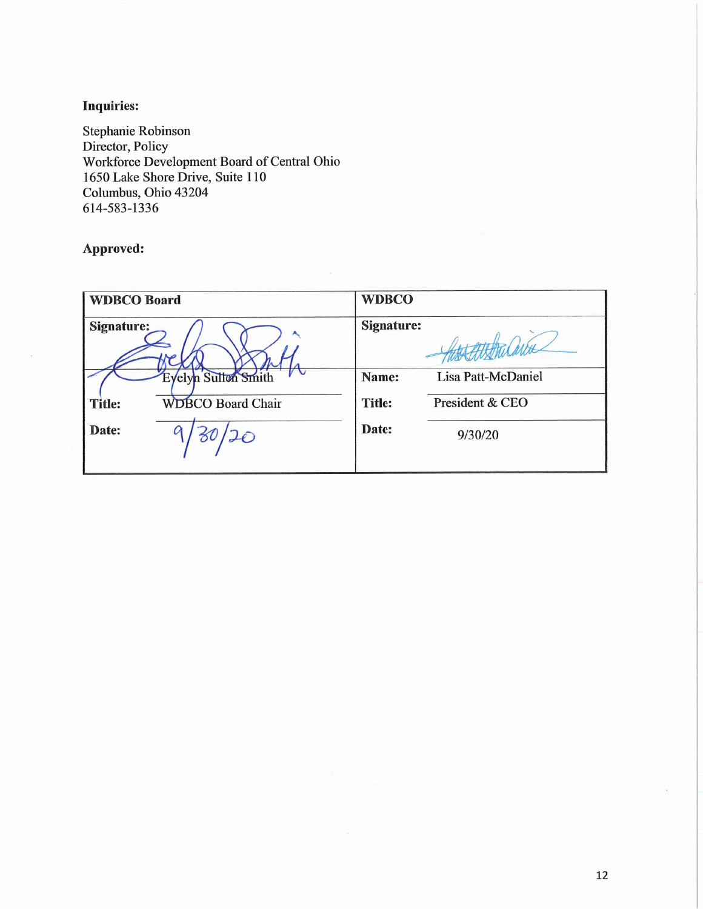**Inquiries:**

Stephanie Robinson
Director, Policy
Workforce Development Board of Central Ohio
1650 Lake Shore Drive, Suite 110
Columbus, Ohio 43204
614-583-1336

**Approved:**

| **WDBCO Board** | | **WDBCO** | |
|---|---|---|---|
| **Signature:** | | **Signature:** | |
| | Evelyn Sullen Smith | **Name:** | Lisa Patt-McDaniel |
| **Title:** | WDBCO Board Chair | **Title:** | President & CEO |
| **Date:** | 9/30/20 | **Date:** | 9/30/20 |